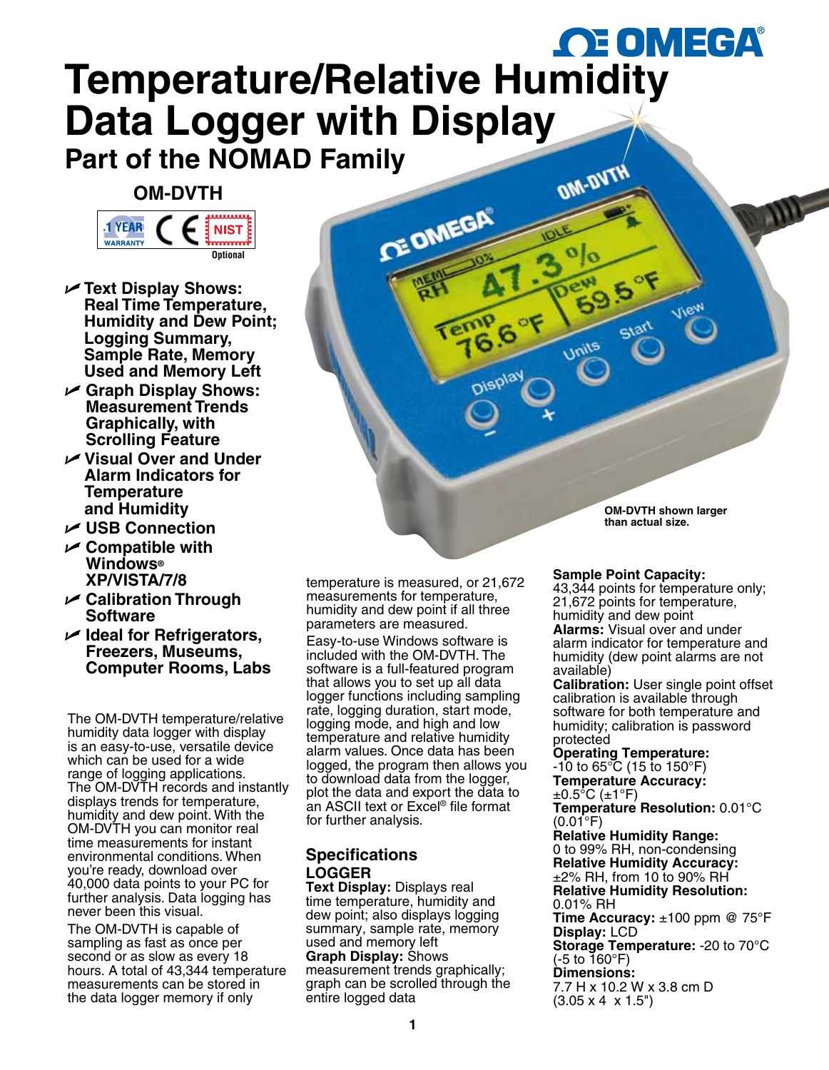# Temperature/Relative Humidity Data Logger with Display

## Part of the NOMAD Family

### OM-DVTH

1 YEAR WARRANTY · CE · NIST Optional

- Text Display Shows: Real Time Temperature, Humidity and Dew Point; Logging Summary, Sample Rate, Memory Used and Memory Left
- Graph Display Shows: Measurement Trends Graphically, with Scrolling Feature
- Visual Over and Under Alarm Indicators for Temperature and Humidity
- USB Connection
- Compatible with Windows® XP/VISTA/7/8
- Calibration Through Software
- Ideal for Refrigerators, Freezers, Museums, Computer Rooms, Labs

OM-DVTH shown larger than actual size.

The OM-DVTH temperature/relative humidity data logger with display is an easy-to-use, versatile device which can be used for a wide range of logging applications. The OM-DVTH records and instantly displays trends for temperature, humidity and dew point. With the OM-DVTH you can monitor real time measurements for instant environmental conditions. When you're ready, download over 40,000 data points to your PC for further analysis. Data logging has never been this visual.

The OM-DVTH is capable of sampling as fast as once per second or as slow as every 18 hours. A total of 43,344 temperature measurements can be stored in the data logger memory if only temperature is measured, or 21,672 measurements for temperature, humidity and dew point if all three parameters are measured.

Easy-to-use Windows software is included with the OM-DVTH. The software is a full-featured program that allows you to set up all data logger functions including sampling rate, logging duration, start mode, logging mode, and high and low temperature and relative humidity alarm values. Once data has been logged, the program then allows you to download data from the logger, plot the data and export the data to an ASCII text or Excel® file format for further analysis.

## Specifications

### LOGGER

**Text Display:** Displays real time temperature, humidity and dew point; also displays logging summary, sample rate, memory used and memory left
**Graph Display:** Shows measurement trends graphically; graph can be scrolled through the entire logged data
**Sample Point Capacity:** 43,344 points for temperature only; 21,672 points for temperature, humidity and dew point
**Alarms:** Visual over and under alarm indicator for temperature and humidity (dew point alarms are not available)
**Calibration:** User single point offset calibration is available through software for both temperature and humidity; calibration is password protected
**Operating Temperature:** -10 to 65°C (15 to 150°F)
**Temperature Accuracy:** ±0.5°C (±1°F)
**Temperature Resolution:** 0.01°C (0.01°F)
**Relative Humidity Range:** 0 to 99% RH, non-condensing
**Relative Humidity Accuracy:** ±2% RH, from 10 to 90% RH
**Relative Humidity Resolution:** 0.01% RH
**Time Accuracy:** ±100 ppm @ 75°F
**Display:** LCD
**Storage Temperature:** -20 to 70°C (-5 to 160°F)
**Dimensions:** 7.7 H x 10.2 W x 3.8 cm D (3.05 x 4  x 1.5")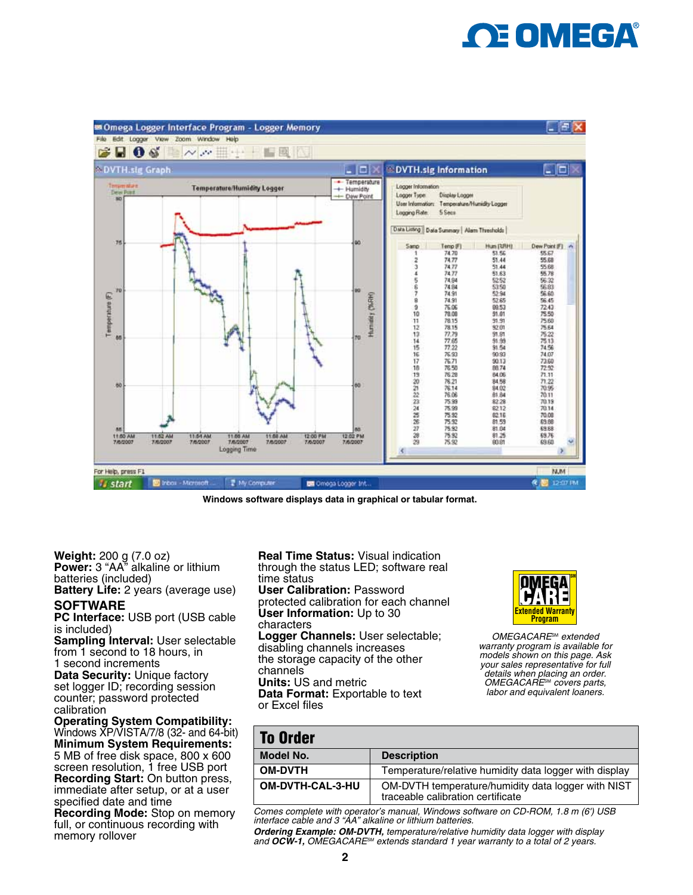Windows software displays data in graphical or tabular format.

**Weight:** 200 g (7.0 oz)
**Power:** 3 “AA” alkaline or lithium batteries (included)
**Battery Life:** 2 years (average use)

## SOFTWARE

**PC Interface:** USB port (USB cable is included)
**Sampling Interval:** User selectable from 1 second to 18 hours, in 1 second increments
**Data Security:** Unique factory set logger ID; recording session counter; password protected calibration
**Operating System Compatibility:** Windows XP/VISTA/7/8 (32- and 64-bit)
**Minimum System Requirements:** 5 MB of free disk space, 800 x 600 screen resolution, 1 free USB port
**Recording Start:** On button press, immediate after setup, or at a user specified date and time
**Recording Mode:** Stop on memory full, or continuous recording with memory rollover
**Real Time Status:** Visual indication through the status LED; software real time status
**User Calibration:** Password protected calibration for each channel
**User Information:** Up to 30 characters
**Logger Channels:** User selectable; disabling channels increases the storage capacity of the other channels
**Units:** US and metric
**Data Format:** Exportable to text or Excel files

*OMEGACARE℠ extended warranty program is available for models shown on this page. Ask your sales representative for full details when placing an order. OMEGACARE℠ covers parts, labor and equivalent loaners.*

## To Order

| Model No. | Description |
|---|---|
| **OM-DVTH** | Temperature/relative humidity data logger with display |
| **OM-DVTH-CAL-3-HU** | OM-DVTH temperature/humidity data logger with NIST traceable calibration certificate |

*Comes complete with operator’s manual, Windows software on CD-ROM, 1.8 m (6') USB interface cable and 3 “AA” alkaline or lithium batteries.*

***Ordering Example: OM-DVTH,** temperature/relative humidity data logger with display and **OCW-1,** OMEGACARE℠ extends standard 1 year warranty to a total of 2 years.*